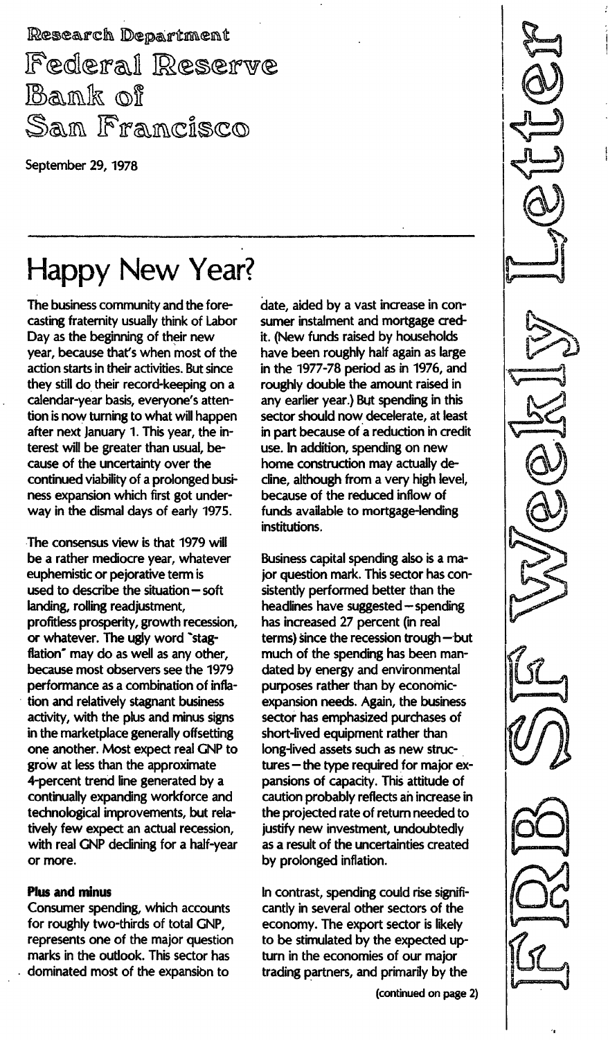Research Department
Federal Reserve Bank of San Francisco

September 29, 1978

FRB SF Weekly Letter

# Happy New Year?

The business community and the forecasting fraternity usually think of Labor Day as the beginning of their new year, because that's when most of the action starts in their activities. But since they still do their record-keeping on a calendar-year basis, everyone's attention is now turning to what will happen after next January 1. This year, the interest will be greater than usual, because of the uncertainty over the continued viability of a prolonged business expansion which first got underway in the dismal days of early 1975.

The consensus view is that 1979 will be a rather mediocre year, whatever euphemistic or pejorative term is used to describe the situation—soft landing, rolling readjustment, profitless prosperity, growth recession, or whatever. The ugly word "stagflation" may do as well as any other, because most observers see the 1979 performance as a combination of inflation and relatively stagnant business activity, with the plus and minus signs in the marketplace generally offsetting one another. Most expect real GNP to grow at less than the approximate 4-percent trend line generated by a continually expanding workforce and technological improvements, but relatively few expect an actual recession, with real GNP declining for a half-year or more.

**Plus and minus**

Consumer spending, which accounts for roughly two-thirds of total GNP, represents one of the major question marks in the outlook. This sector has dominated most of the expansion to date, aided by a vast increase in consumer instalment and mortgage credit. (New funds raised by households have been roughly half again as large in the 1977-78 period as in 1976, and roughly double the amount raised in any earlier year.) But spending in this sector should now decelerate, at least in part because of a reduction in credit use. In addition, spending on new home construction may actually decline, although from a very high level, because of the reduced inflow of funds available to mortgage-lending institutions.

Business capital spending also is a major question mark. This sector has consistently performed better than the headlines have suggested—spending has increased 27 percent (in real terms) since the recession trough—but much of the spending has been mandated by energy and environmental purposes rather than by economic-expansion needs. Again, the business sector has emphasized purchases of short-lived equipment rather than long-lived assets such as new structures—the type required for major expansions of capacity. This attitude of caution probably reflects an increase in the projected rate of return needed to justify new investment, undoubtedly as a result of the uncertainties created by prolonged inflation.

In contrast, spending could rise significantly in several other sectors of the economy. The export sector is likely to be stimulated by the expected upturn in the economies of our major trading partners, and primarily by the

(continued on page 2)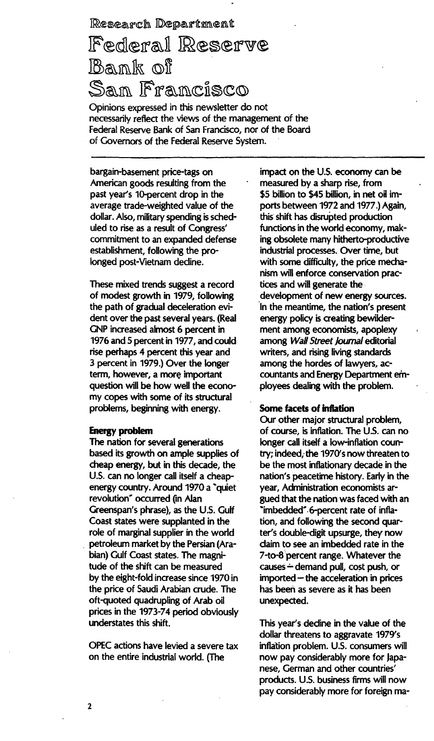# Research Department

# Federal Reserve Bank of San Francisco

Opinions expressed in this newsletter do not necessarily reflect the views of the management of the Federal Reserve Bank of San Francisco, nor of the Board of Governors of the Federal Reserve System.

---

bargain-basement price-tags on American goods resulting from the past year's 10-percent drop in the average trade-weighted value of the dollar. Also, military spending is scheduled to rise as a result of Congress' commitment to an expanded defense establishment, following the prolonged post-Vietnam decline.

These mixed trends suggest a record of modest growth in 1979, following the path of gradual deceleration evident over the past several years. (Real GNP increased almost 6 percent in 1976 and 5 percent in 1977, and could rise perhaps 4 percent this year and 3 percent in 1979.) Over the longer term, however, a more important question will be how well the economy copes with some of its structural problems, beginning with energy.

**Energy problem**

The nation for several generations based its growth on ample supplies of cheap energy, but in this decade, the U.S. can no longer call itself a cheap-energy country. Around 1970 a "quiet revolution" occurred (in Alan Greenspan's phrase), as the U.S. Gulf Coast states were supplanted in the role of marginal supplier in the world petroleum market by the Persian (Arabian) Gulf Coast states. The magnitude of the shift can be measured by the eight-fold increase since 1970 in the price of Saudi Arabian crude. The oft-quoted quadrupling of Arab oil prices in the 1973-74 period obviously understates this shift.

OPEC actions have levied a severe tax on the entire industrial world. (The impact on the U.S. economy can be measured by a sharp rise, from $5 billion to $45 billion, in net oil imports between 1972 and 1977.) Again, this shift has disrupted production functions in the world economy, making obsolete many hitherto-productive industrial processes. Over time, but with some difficulty, the price mechanism will enforce conservation practices and will generate the development of new energy sources. In the meantime, the nation's present energy policy is creating bewilderment among economists, apoplexy among *Wall Street Journal* editorial writers, and rising living standards among the hordes of lawyers, accountants and Energy Department employees dealing with the problem.

**Some facets of inflation**

Our other major structural problem, of course, is inflation. The U.S. can no longer call itself a low-inflation country; indeed, the 1970's now threaten to be the most inflationary decade in the nation's peacetime history. Early in the year, Administration economists argued that the nation was faced with an "imbedded" 6-percent rate of inflation, and following the second quarter's double-digit upsurge, they now claim to see an imbedded rate in the 7-to-8 percent range. Whatever the causes – demand pull, cost push, or imported – the acceleration in prices has been as severe as it has been unexpected.

This year's decline in the value of the dollar threatens to aggravate 1979's inflation problem. U.S. consumers will now pay considerably more for Japanese, German and other countries' products. U.S. business firms will now pay considerably more for foreign ma-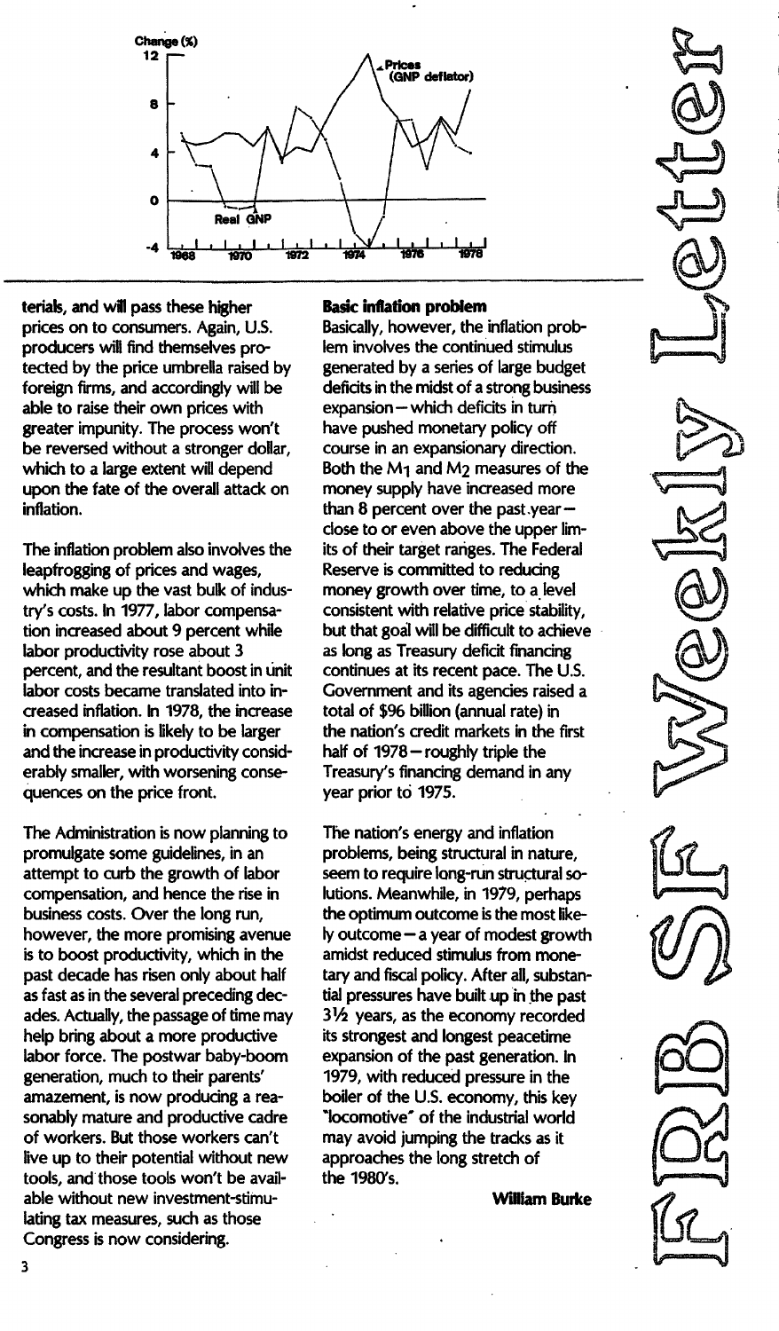terials, and will pass these higher prices on to consumers. Again, U.S. producers will find themselves protected by the price umbrella raised by foreign firms, and accordingly will be able to raise their own prices with greater impunity. The process won't be reversed without a stronger dollar, which to a large extent will depend upon the fate of the overall attack on inflation.

The inflation problem also involves the leapfrogging of prices and wages, which make up the vast bulk of industry's costs. In 1977, labor compensation increased about 9 percent while labor productivity rose about 3 percent, and the resultant boost in unit labor costs became translated into increased inflation. In 1978, the increase in compensation is likely to be larger and the increase in productivity considerably smaller, with worsening consequences on the price front.

The Administration is now planning to promulgate some guidelines, in an attempt to curb the growth of labor compensation, and hence the rise in business costs. Over the long run, however, the more promising avenue is to boost productivity, which in the past decade has risen only about half as fast as in the several preceding decades. Actually, the passage of time may help bring about a more productive labor force. The postwar baby-boom generation, much to their parents' amazement, is now producing a reasonably mature and productive cadre of workers. But those workers can't live up to their potential without new tools, and those tools won't be available without new investment-stimulating tax measures, such as those Congress is now considering.

**Basic inflation problem**

Basically, however, the inflation problem involves the continued stimulus generated by a series of large budget deficits in the midst of a strong business expansion—which deficits in turn have pushed monetary policy off course in an expansionary direction. Both the $M_1$ and $M_2$ measures of the money supply have increased more than 8 percent over the past year—close to or even above the upper limits of their target ranges. The Federal Reserve is committed to reducing money growth over time, to a level consistent with relative price stability, but that goal will be difficult to achieve as long as Treasury deficit financing continues at its recent pace. The U.S. Government and its agencies raised a total of $96 billion (annual rate) in the nation's credit markets in the first half of 1978—roughly triple the Treasury's financing demand in any year prior to 1975.

The nation's energy and inflation problems, being structural in nature, seem to require long-run structural solutions. Meanwhile, in 1979, perhaps the optimum outcome is the most likely outcome—a year of modest growth amidst reduced stimulus from monetary and fiscal policy. After all, substantial pressures have built up in the past 3½ years, as the economy recorded its strongest and longest peacetime expansion of the past generation. In 1979, with reduced pressure in the boiler of the U.S. economy, this key "locomotive" of the industrial world may avoid jumping the tracks as it approaches the long stretch of the 1980's.

**William Burke**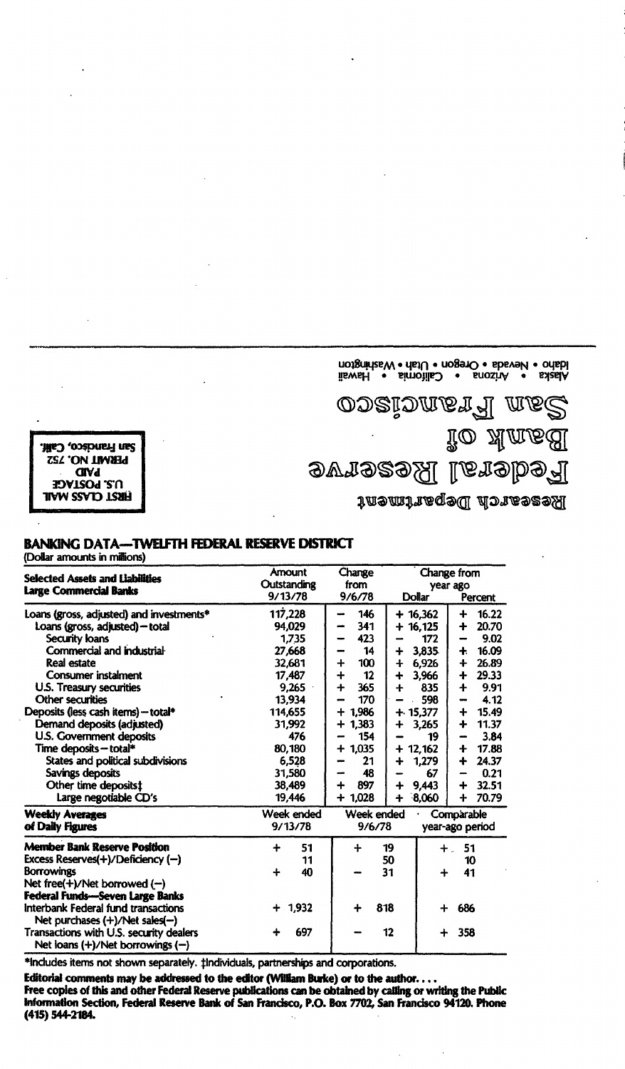Research Department

Federal Reserve Bank of San Francisco

Alaska • Arizona • California • Hawaii
Idaho • Nevada • Oregon • Utah • Washington

FIRST CLASS MAIL
U.S. POSTAGE
PAID
PERMIT NO. 752
San Francisco, Calif.

## BANKING DATA—TWELFTH FEDERAL RESERVE DISTRICT

(Dollar amounts in millions)

| Selected Assets and Liabilities Large Commercial Banks | Amount Outstanding 9/13/78 | Change from 9/6/78 | Change from year ago Dollar | Percent |
|---|---|---|---|---|
| Loans (gross, adjusted) and investments* | 117,228 | − 146 | + 16,362 | + 16.22 |
| Loans (gross, adjusted)—total | 94,029 | − 341 | + 16,125 | + 20.70 |
| Security loans | 1,735 | − 423 | − 172 | − 9.02 |
| Commercial and industrial | 27,668 | − 14 | + 3,835 | + 16.09 |
| Real estate | 32,681 | + 100 | + 6,926 | + 26.89 |
| Consumer instalment | 17,487 | + 12 | + 3,966 | + 29.33 |
| U.S. Treasury securities | 9,265 | + 365 | + 835 | + 9.91 |
| Other securities | 13,934 | − 170 | − 598 | − 4.12 |
| Deposits (less cash items)—total* | 114,655 | + 1,986 | + 15,377 | + 15.49 |
| Demand deposits (adjusted) | 31,992 | + 1,383 | + 3,265 | + 11.37 |
| U.S. Government deposits | 476 | − 154 | − 19 | − 3.84 |
| Time deposits—total* | 80,180 | + 1,035 | + 12,162 | + 17.88 |
| States and political subdivisions | 6,528 | − 21 | + 1,279 | + 24.37 |
| Savings deposits | 31,580 | − 48 | − 67 | − 0.21 |
| Other time deposits‡ | 38,489 | + 897 | + 9,443 | + 32.51 |
| Large negotiable CD's | 19,446 | + 1,028 | + 8,060 | + 70.79 |

| Weekly Averages of Daily Figures | Week ended 9/13/78 | Week ended 9/6/78 | Comparable year-ago period |
|---|---|---|---|
| **Member Bank Reserve Position** | | | |
| Excess Reserves(+)/Deficiency (−) | + 51 | + 19 | + 51 |
| Borrowings | 11 | 50 | 10 |
| Net free(+)/Net borrowed (−) | + 40 | − 31 | + 41 |
| **Federal Funds—Seven Large Banks** | | | |
| Interbank Federal fund transactions Net purchases (+)/Net sales(−) | + 1,932 | + 818 | + 686 |
| Transactions with U.S. security dealers Net loans (+)/Net borrowings (−) | + 697 | − 12 | + 358 |

*Includes items not shown separately. ‡Individuals, partnerships and corporations.

**Editorial comments may be addressed to the editor (William Burke) or to the author. . . .**

**Free copies of this and other Federal Reserve publications can be obtained by calling or writing the Public Information Section, Federal Reserve Bank of San Francisco, P.O. Box 7702, San Francisco 94120. Phone (415) 544-2184.**